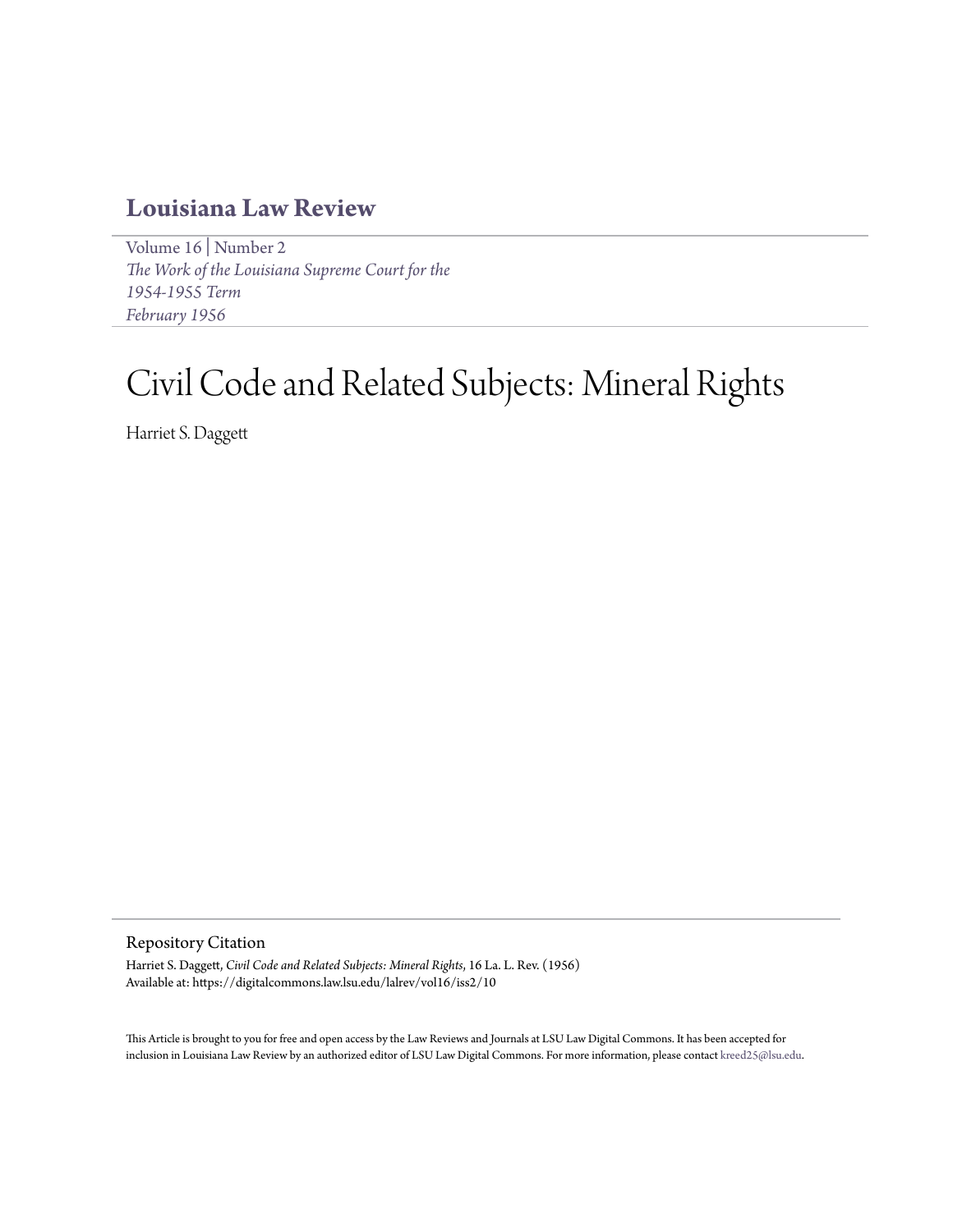# Louisiana Law Review

Volume 16 | Number 2
*The Work of the Louisiana Supreme Court for the 1954-1955 Term*
*February 1956*

# Civil Code and Related Subjects: Mineral Rights

Harriet S. Daggett

## Repository Citation

Harriet S. Daggett, *Civil Code and Related Subjects: Mineral Rights*, 16 La. L. Rev. (1956)
Available at: https://digitalcommons.law.lsu.edu/lalrev/vol16/iss2/10

This Article is brought to you for free and open access by the Law Reviews and Journals at LSU Law Digital Commons. It has been accepted for inclusion in Louisiana Law Review by an authorized editor of LSU Law Digital Commons. For more information, please contact kreed25@lsu.edu.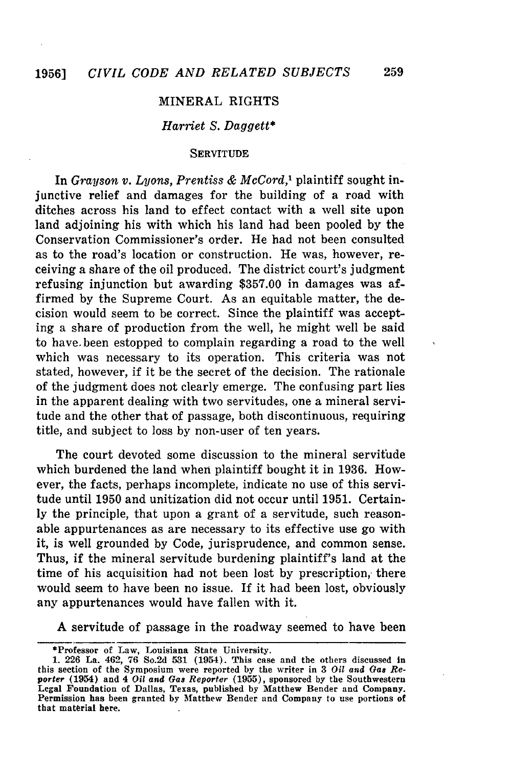## MINERAL RIGHTS

### *Harriet S. Daggett*\*

#### SERVITUDE

In *Grayson v. Lyons, Prentiss & McCord*,[1] plaintiff sought injunctive relief and damages for the building of a road with ditches across his land to effect contact with a well site upon land adjoining his with which his land had been pooled by the Conservation Commissioner's order. He had not been consulted as to the road's location or construction. He was, however, receiving a share of the oil produced. The district court's judgment refusing injunction but awarding $357.00 in damages was affirmed by the Supreme Court. As an equitable matter, the decision would seem to be correct. Since the plaintiff was accepting a share of production from the well, he might well be said to have been estopped to complain regarding a road to the well which was necessary to its operation. This criteria was not stated, however, if it be the secret of the decision. The rationale of the judgment does not clearly emerge. The confusing part lies in the apparent dealing with two servitudes, one a mineral servitude and the other that of passage, both discontinuous, requiring title, and subject to loss by non-user of ten years.

The court devoted some discussion to the mineral servitude which burdened the land when plaintiff bought it in 1936. However, the facts, perhaps incomplete, indicate no use of this servitude until 1950 and unitization did not occur until 1951. Certainly the principle, that upon a grant of a servitude, such reasonable appurtenances as are necessary to its effective use go with it, is well grounded by Code, jurisprudence, and common sense. Thus, if the mineral servitude burdening plaintiff's land at the time of his acquisition had not been lost by prescription, there would seem to have been no issue. If it had been lost, obviously any appurtenances would have fallen with it.

A servitude of passage in the roadway seemed to have been

---

\*Professor of Law, Louisiana State University.

1. 226 La. 462, 76 So.2d 531 (1954). This case and the others discussed in this section of the Symposium were reported by the writer in 3 *Oil and Gas Reporter* (1954) and 4 *Oil and Gas Reporter* (1955), sponsored by the Southwestern Legal Foundation of Dallas, Texas, published by Matthew Bender and Company. Permission has been granted by Matthew Bender and Company to use portions of that material here.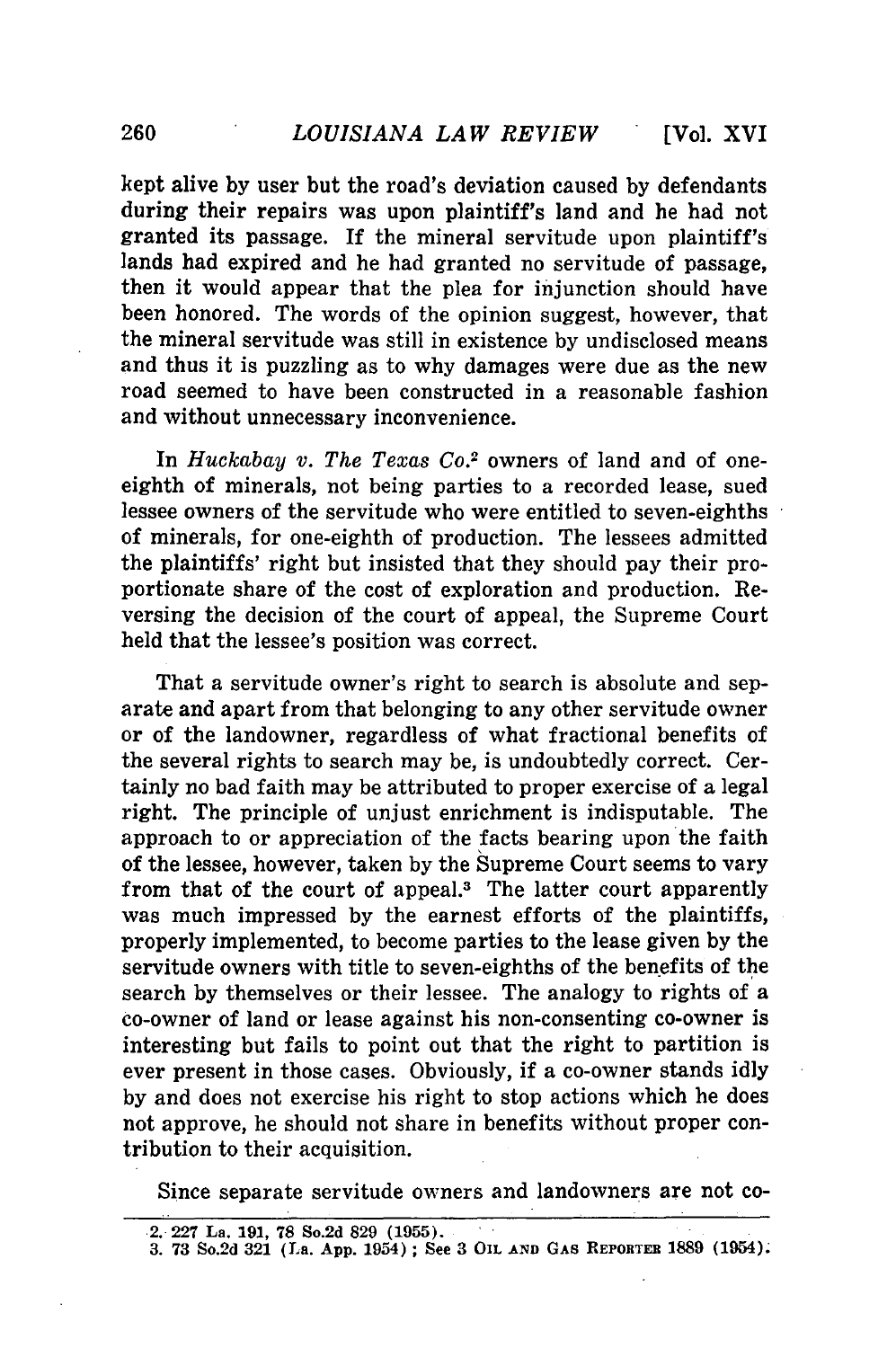kept alive by user but the road's deviation caused by defendants during their repairs was upon plaintiff's land and he had not granted its passage. If the mineral servitude upon plaintiff's lands had expired and he had granted no servitude of passage, then it would appear that the plea for injunction should have been honored. The words of the opinion suggest, however, that the mineral servitude was still in existence by undisclosed means and thus it is puzzling as to why damages were due as the new road seemed to have been constructed in a reasonable fashion and without unnecessary inconvenience.

In *Huckabay v. The Texas Co.*[2] owners of land and of one-eighth of minerals, not being parties to a recorded lease, sued lessee owners of the servitude who were entitled to seven-eighths of minerals, for one-eighth of production. The lessees admitted the plaintiffs' right but insisted that they should pay their proportionate share of the cost of exploration and production. Reversing the decision of the court of appeal, the Supreme Court held that the lessee's position was correct.

That a servitude owner's right to search is absolute and separate and apart from that belonging to any other servitude owner or of the landowner, regardless of what fractional benefits of the several rights to search may be, is undoubtedly correct. Certainly no bad faith may be attributed to proper exercise of a legal right. The principle of unjust enrichment is indisputable. The approach to or appreciation of the facts bearing upon the faith of the lessee, however, taken by the Supreme Court seems to vary from that of the court of appeal.[3] The latter court apparently was much impressed by the earnest efforts of the plaintiffs, properly implemented, to become parties to the lease given by the servitude owners with title to seven-eighths of the benefits of the search by themselves or their lessee. The analogy to rights of a co-owner of land or lease against his non-consenting co-owner is interesting but fails to point out that the right to partition is ever present in those cases. Obviously, if a co-owner stands idly by and does not exercise his right to stop actions which he does not approve, he should not share in benefits without proper contribution to their acquisition.

Since separate servitude owners and landowners are not co-

---

2. 227 La. 191, 78 So.2d 829 (1955).
3. 73 So.2d 321 (La. App. 1954); See 3 OIL AND GAS REPORTER 1889 (1954).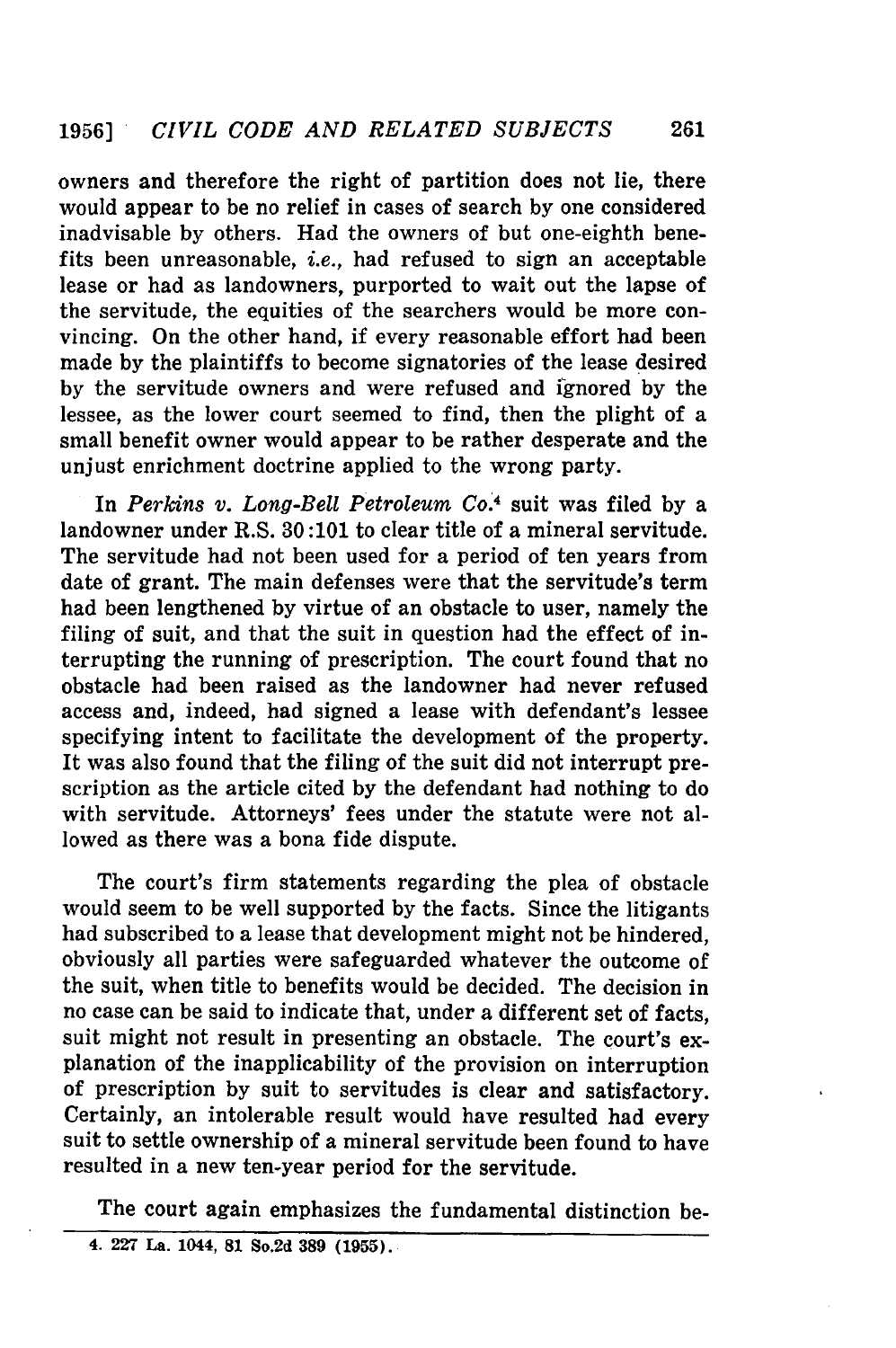owners and therefore the right of partition does not lie, there would appear to be no relief in cases of search by one considered inadvisable by others. Had the owners of but one-eighth benefits been unreasonable, *i.e.*, had refused to sign an acceptable lease or had as landowners, purported to wait out the lapse of the servitude, the equities of the searchers would be more convincing. On the other hand, if every reasonable effort had been made by the plaintiffs to become signatories of the lease desired by the servitude owners and were refused and ignored by the lessee, as the lower court seemed to find, then the plight of a small benefit owner would appear to be rather desperate and the unjust enrichment doctrine applied to the wrong party.

In *Perkins v. Long-Bell Petroleum Co.*[4] suit was filed by a landowner under R.S. 30:101 to clear title of a mineral servitude. The servitude had not been used for a period of ten years from date of grant. The main defenses were that the servitude's term had been lengthened by virtue of an obstacle to user, namely the filing of suit, and that the suit in question had the effect of interrupting the running of prescription. The court found that no obstacle had been raised as the landowner had never refused access and, indeed, had signed a lease with defendant's lessee specifying intent to facilitate the development of the property. It was also found that the filing of the suit did not interrupt prescription as the article cited by the defendant had nothing to do with servitude. Attorneys' fees under the statute were not allowed as there was a bona fide dispute.

The court's firm statements regarding the plea of obstacle would seem to be well supported by the facts. Since the litigants had subscribed to a lease that development might not be hindered, obviously all parties were safeguarded whatever the outcome of the suit, when title to benefits would be decided. The decision in no case can be said to indicate that, under a different set of facts, suit might not result in presenting an obstacle. The court's explanation of the inapplicability of the provision on interruption of prescription by suit to servitudes is clear and satisfactory. Certainly, an intolerable result would have resulted had every suit to settle ownership of a mineral servitude been found to have resulted in a new ten-year period for the servitude.

The court again emphasizes the fundamental distinction be-

4. 227 La. 1044, 81 So.2d 389 (1955).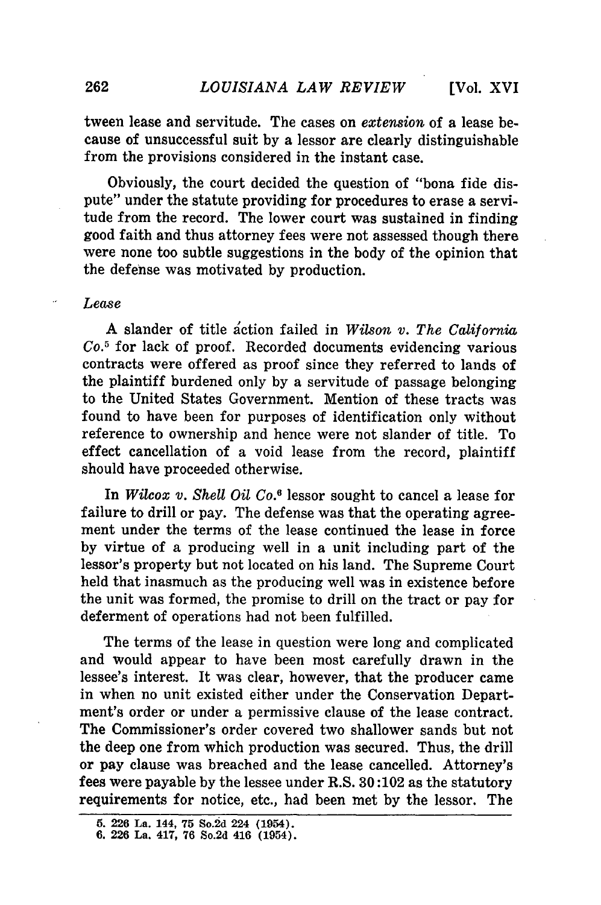tween lease and servitude. The cases on *extension* of a lease because of unsuccessful suit by a lessor are clearly distinguishable from the provisions considered in the instant case.

Obviously, the court decided the question of "bona fide dispute" under the statute providing for procedures to erase a servitude from the record. The lower court was sustained in finding good faith and thus attorney fees were not assessed though there were none too subtle suggestions in the body of the opinion that the defense was motivated by production.

*Lease*

A slander of title action failed in *Wilson v. The California Co.*[5] for lack of proof. Recorded documents evidencing various contracts were offered as proof since they referred to lands of the plaintiff burdened only by a servitude of passage belonging to the United States Government. Mention of these tracts was found to have been for purposes of identification only without reference to ownership and hence were not slander of title. To effect cancellation of a void lease from the record, plaintiff should have proceeded otherwise.

In *Wilcox v. Shell Oil Co.*[6] lessor sought to cancel a lease for failure to drill or pay. The defense was that the operating agreement under the terms of the lease continued the lease in force by virtue of a producing well in a unit including part of the lessor's property but not located on his land. The Supreme Court held that inasmuch as the producing well was in existence before the unit was formed, the promise to drill on the tract or pay for deferment of operations had not been fulfilled.

The terms of the lease in question were long and complicated and would appear to have been most carefully drawn in the lessee's interest. It was clear, however, that the producer came in when no unit existed either under the Conservation Department's order or under a permissive clause of the lease contract. The Commissioner's order covered two shallower sands but not the deep one from which production was secured. Thus, the drill or pay clause was breached and the lease cancelled. Attorney's fees were payable by the lessee under R.S. 30:102 as the statutory requirements for notice, etc., had been met by the lessor. The

5. 226 La. 144, 75 So.2d 224 (1954).
6. 226 La. 417, 76 So.2d 416 (1954).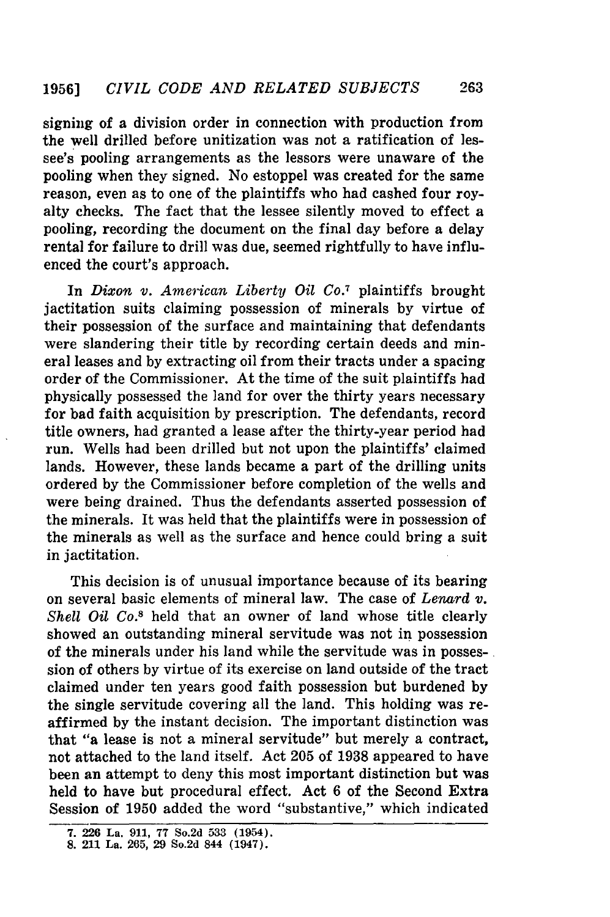signing of a division order in connection with production from the well drilled before unitization was not a ratification of lessee's pooling arrangements as the lessors were unaware of the pooling when they signed. No estoppel was created for the same reason, even as to one of the plaintiffs who had cashed four royalty checks. The fact that the lessee silently moved to effect a pooling, recording the document on the final day before a delay rental for failure to drill was due, seemed rightfully to have influenced the court's approach.

In *Dixon v. American Liberty Oil Co.*[7] plaintiffs brought jactitation suits claiming possession of minerals by virtue of their possession of the surface and maintaining that defendants were slandering their title by recording certain deeds and mineral leases and by extracting oil from their tracts under a spacing order of the Commissioner. At the time of the suit plaintiffs had physically possessed the land for over the thirty years necessary for bad faith acquisition by prescription. The defendants, record title owners, had granted a lease after the thirty-year period had run. Wells had been drilled but not upon the plaintiffs' claimed lands. However, these lands became a part of the drilling units ordered by the Commissioner before completion of the wells and were being drained. Thus the defendants asserted possession of the minerals. It was held that the plaintiffs were in possession of the minerals as well as the surface and hence could bring a suit in jactitation.

This decision is of unusual importance because of its bearing on several basic elements of mineral law. The case of *Lenard v. Shell Oil Co.*[8] held that an owner of land whose title clearly showed an outstanding mineral servitude was not in possession of the minerals under his land while the servitude was in possession of others by virtue of its exercise on land outside of the tract claimed under ten years good faith possession but burdened by the single servitude covering all the land. This holding was reaffirmed by the instant decision. The important distinction was that "a lease is not a mineral servitude" but merely a contract, not attached to the land itself. Act 205 of 1938 appeared to have been an attempt to deny this most important distinction but was held to have but procedural effect. Act 6 of the Second Extra Session of 1950 added the word "substantive," which indicated

7. 226 La. 911, 77 So.2d 533 (1954).
8. 211 La. 265, 29 So.2d 844 (1947).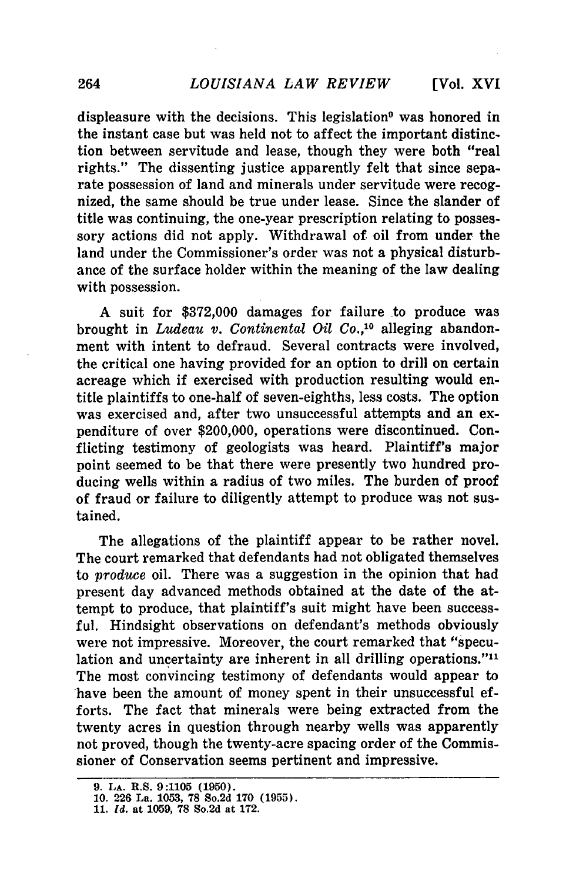displeasure with the decisions. This legislation[9] was honored in the instant case but was held not to affect the important distinction between servitude and lease, though they were both "real rights." The dissenting justice apparently felt that since separate possession of land and minerals under servitude were recognized, the same should be true under lease. Since the slander of title was continuing, the one-year prescription relating to possessory actions did not apply. Withdrawal of oil from under the land under the Commissioner's order was not a physical disturbance of the surface holder within the meaning of the law dealing with possession.

A suit for $372,000 damages for failure to produce was brought in *Ludeau v. Continental Oil Co.*,[10] alleging abandonment with intent to defraud. Several contracts were involved, the critical one having provided for an option to drill on certain acreage which if exercised with production resulting would entitle plaintiffs to one-half of seven-eighths, less costs. The option was exercised and, after two unsuccessful attempts and an expenditure of over $200,000, operations were discontinued. Conflicting testimony of geologists was heard. Plaintiff's major point seemed to be that there were presently two hundred producing wells within a radius of two miles. The burden of proof of fraud or failure to diligently attempt to produce was not sustained.

The allegations of the plaintiff appear to be rather novel. The court remarked that defendants had not obligated themselves to *produce* oil. There was a suggestion in the opinion that had present day advanced methods obtained at the date of the attempt to produce, that plaintiff's suit might have been successful. Hindsight observations on defendant's methods obviously were not impressive. Moreover, the court remarked that "speculation and uncertainty are inherent in all drilling operations."[11] The most convincing testimony of defendants would appear to have been the amount of money spent in their unsuccessful efforts. The fact that minerals were being extracted from the twenty acres in question through nearby wells was apparently not proved, though the twenty-acre spacing order of the Commissioner of Conservation seems pertinent and impressive.

---

9. LA. R.S. 9:1105 (1950).
10. 226 La. 1053, 78 So.2d 170 (1955).
11. *Id.* at 1059, 78 So.2d at 172.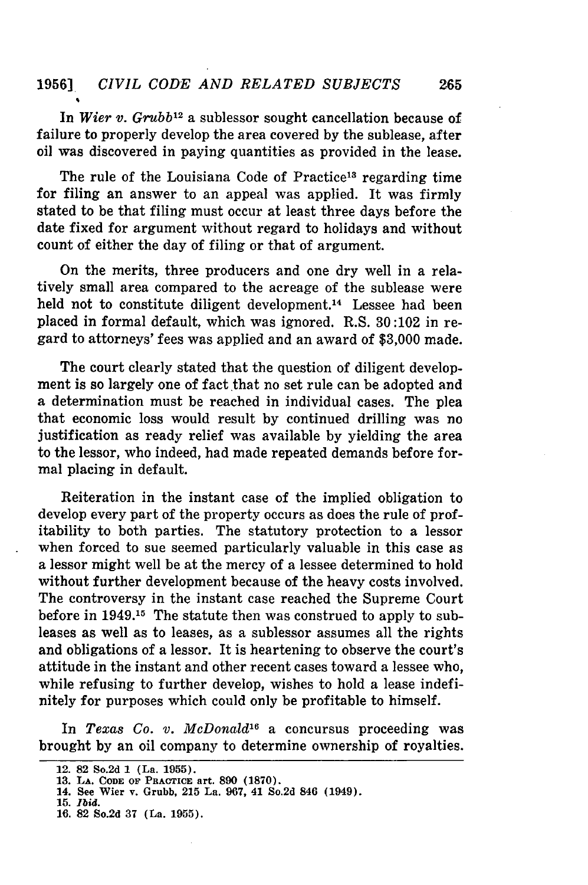In *Wier v. Grubb*[12] a sublessor sought cancellation because of failure to properly develop the area covered by the sublease, after oil was discovered in paying quantities as provided in the lease.

The rule of the Louisiana Code of Practice[13] regarding time for filing an answer to an appeal was applied. It was firmly stated to be that filing must occur at least three days before the date fixed for argument without regard to holidays and without count of either the day of filing or that of argument.

On the merits, three producers and one dry well in a relatively small area compared to the acreage of the sublease were held not to constitute diligent development.[14] Lessee had been placed in formal default, which was ignored. R.S. 30:102 in regard to attorneys' fees was applied and an award of $3,000 made.

The court clearly stated that the question of diligent development is so largely one of fact that no set rule can be adopted and a determination must be reached in individual cases. The plea that economic loss would result by continued drilling was no justification as ready relief was available by yielding the area to the lessor, who indeed, had made repeated demands before formal placing in default.

Reiteration in the instant case of the implied obligation to develop every part of the property occurs as does the rule of profitability to both parties. The statutory protection to a lessor when forced to sue seemed particularly valuable in this case as a lessor might well be at the mercy of a lessee determined to hold without further development because of the heavy costs involved. The controversy in the instant case reached the Supreme Court before in 1949.[15] The statute then was construed to apply to subleases as well as to leases, as a sublessor assumes all the rights and obligations of a lessor. It is heartening to observe the court's attitude in the instant and other recent cases toward a lessee who, while refusing to further develop, wishes to hold a lease indefinitely for purposes which could only be profitable to himself.

In *Texas Co. v. McDonald*[16] a concursus proceeding was brought by an oil company to determine ownership of royalties.

---

12. 82 So.2d 1 (La. 1955).
13. LA. CODE OF PRACTICE art. 890 (1870).
14. See Wier v. Grubb, 215 La. 967, 41 So.2d 846 (1949).
15. *Ibid.*
16. 82 So.2d 37 (La. 1955).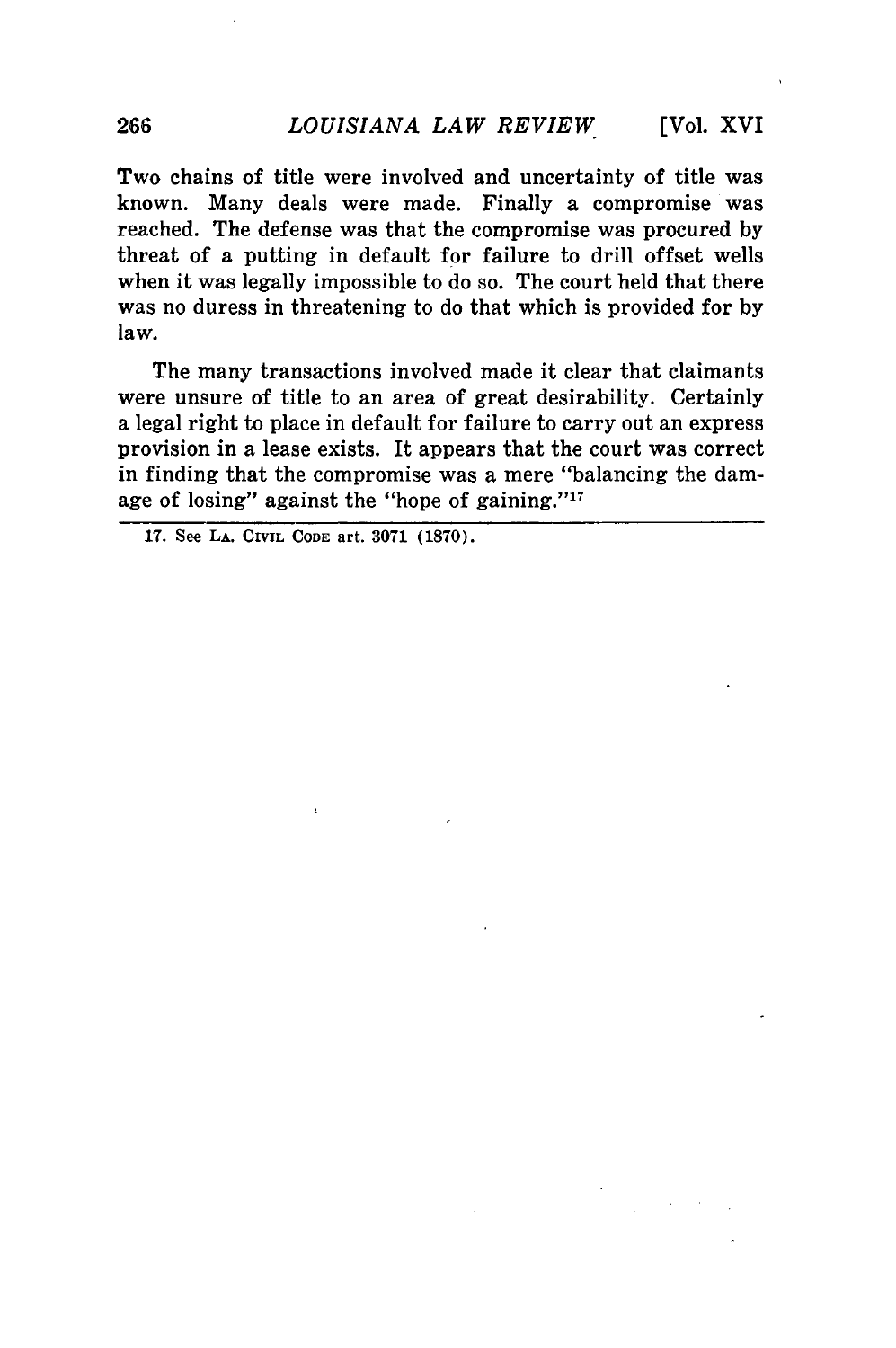Two chains of title were involved and uncertainty of title was known. Many deals were made. Finally a compromise was reached. The defense was that the compromise was procured by threat of a putting in default for failure to drill offset wells when it was legally impossible to do so. The court held that there was no duress in threatening to do that which is provided for by law.

The many transactions involved made it clear that claimants were unsure of title to an area of great desirability. Certainly a legal right to place in default for failure to carry out an express provision in a lease exists. It appears that the court was correct in finding that the compromise was a mere "balancing the damage of losing" against the "hope of gaining."[17]

---

17. See LA. CIVIL CODE art. 3071 (1870).